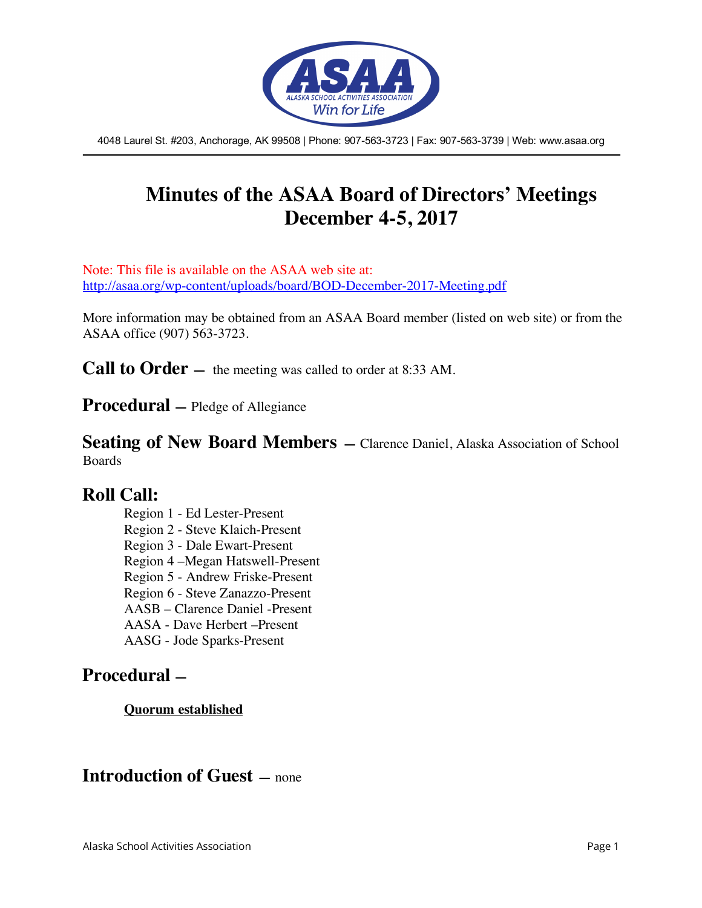4048 Laurel St. #203, Anchorage, AK 99508 | Phone: 907-563-3723 | Fax: 907-563-3739 | Web: www.asaa.org

# Minutes of the ASAA Board of Directors' Meetings December 4-5, 2017

Note: This file is available on the ASAA web site at: http://asaa.org/wp-content/uploads/board/BOD-December-2017-Meeting.pdf

More information may be obtained from an ASAA Board member (listed on web site) or from the ASAA office (907) 563-3723.

## Call to Order — the meeting was called to order at 8:33 AM.

## Procedural — Pledge of Allegiance

## Seating of New Board Members — Clarence Daniel, Alaska Association of School Boards

## Roll Call:

Region 1 - Ed Lester-Present
Region 2 - Steve Klaich-Present
Region 3 - Dale Ewart-Present
Region 4 –Megan Hatswell-Present
Region 5 - Andrew Friske-Present
Region 6 - Steve Zanazzo-Present
AASB – Clarence Daniel -Present
AASA - Dave Herbert –Present
AASG - Jode Sparks-Present

## Procedural —

**Quorum established**

## Introduction of Guest — none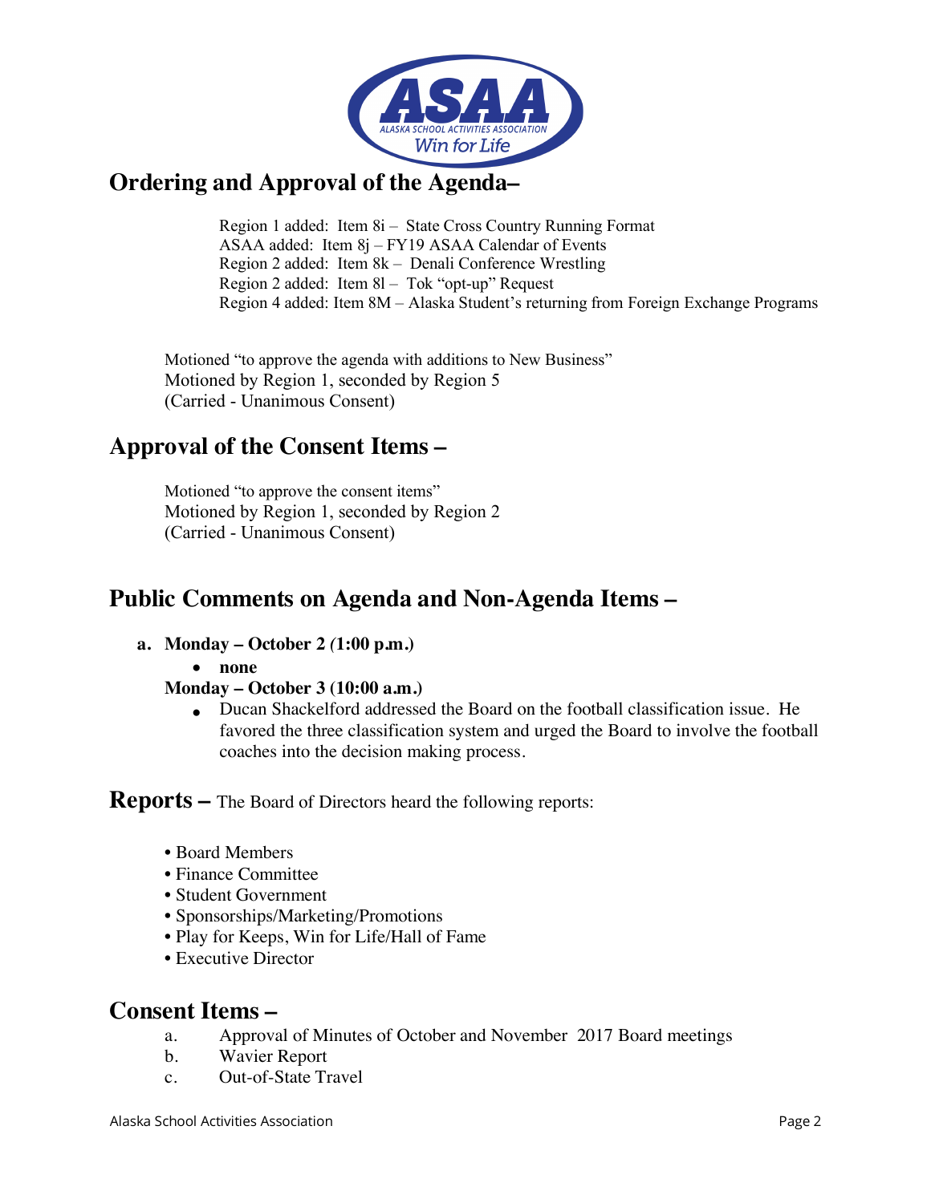## Ordering and Approval of the Agenda–

Region 1 added: Item 8i – State Cross Country Running Format
ASAA added: Item 8j – FY19 ASAA Calendar of Events
Region 2 added: Item 8k – Denali Conference Wrestling
Region 2 added: Item 8l – Tok "opt-up" Request
Region 4 added: Item 8M – Alaska Student's returning from Foreign Exchange Programs

Motioned "to approve the agenda with additions to New Business"
Motioned by Region 1, seconded by Region 5
(Carried - Unanimous Consent)

## Approval of the Consent Items –

Motioned "to approve the consent items"
Motioned by Region 1, seconded by Region 2
(Carried - Unanimous Consent)

## Public Comments on Agenda and Non-Agenda Items –

a. **Monday – October 2 (1:00 p.m.)**
   - **none**

   **Monday – October 3 (10:00 a.m.)**
   - Ducan Shackelford addressed the Board on the football classification issue. He favored the three classification system and urged the Board to involve the football coaches into the decision making process.

## Reports – The Board of Directors heard the following reports:

- Board Members
- Finance Committee
- Student Government
- Sponsorships/Marketing/Promotions
- Play for Keeps, Win for Life/Hall of Fame
- Executive Director

## Consent Items –

a. Approval of Minutes of October and November 2017 Board meetings
b. Wavier Report
c. Out-of-State Travel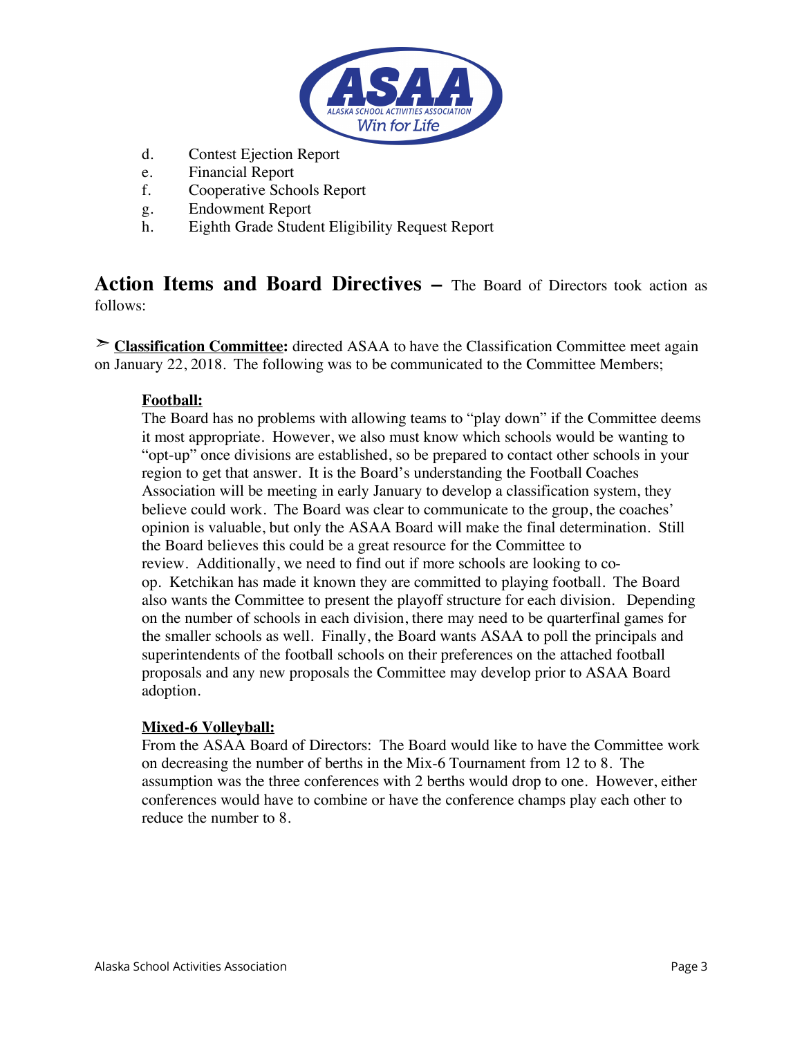d. Contest Ejection Report
e. Financial Report
f. Cooperative Schools Report
g. Endowment Report
h. Eighth Grade Student Eligibility Request Report

## Action Items and Board Directives – The Board of Directors took action as follows:

➢ **Classification Committee:** directed ASAA to have the Classification Committee meet again on January 22, 2018. The following was to be communicated to the Committee Members;

**Football:**
The Board has no problems with allowing teams to "play down" if the Committee deems it most appropriate. However, we also must know which schools would be wanting to "opt-up" once divisions are established, so be prepared to contact other schools in your region to get that answer. It is the Board's understanding the Football Coaches Association will be meeting in early January to develop a classification system, they believe could work. The Board was clear to communicate to the group, the coaches' opinion is valuable, but only the ASAA Board will make the final determination. Still the Board believes this could be a great resource for the Committee to review. Additionally, we need to find out if more schools are looking to co-op. Ketchikan has made it known they are committed to playing football. The Board also wants the Committee to present the playoff structure for each division. Depending on the number of schools in each division, there may need to be quarterfinal games for the smaller schools as well. Finally, the Board wants ASAA to poll the principals and superintendents of the football schools on their preferences on the attached football proposals and any new proposals the Committee may develop prior to ASAA Board adoption.

**Mixed-6 Volleyball:**
From the ASAA Board of Directors: The Board would like to have the Committee work on decreasing the number of berths in the Mix-6 Tournament from 12 to 8. The assumption was the three conferences with 2 berths would drop to one. However, either conferences would have to combine or have the conference champs play each other to reduce the number to 8.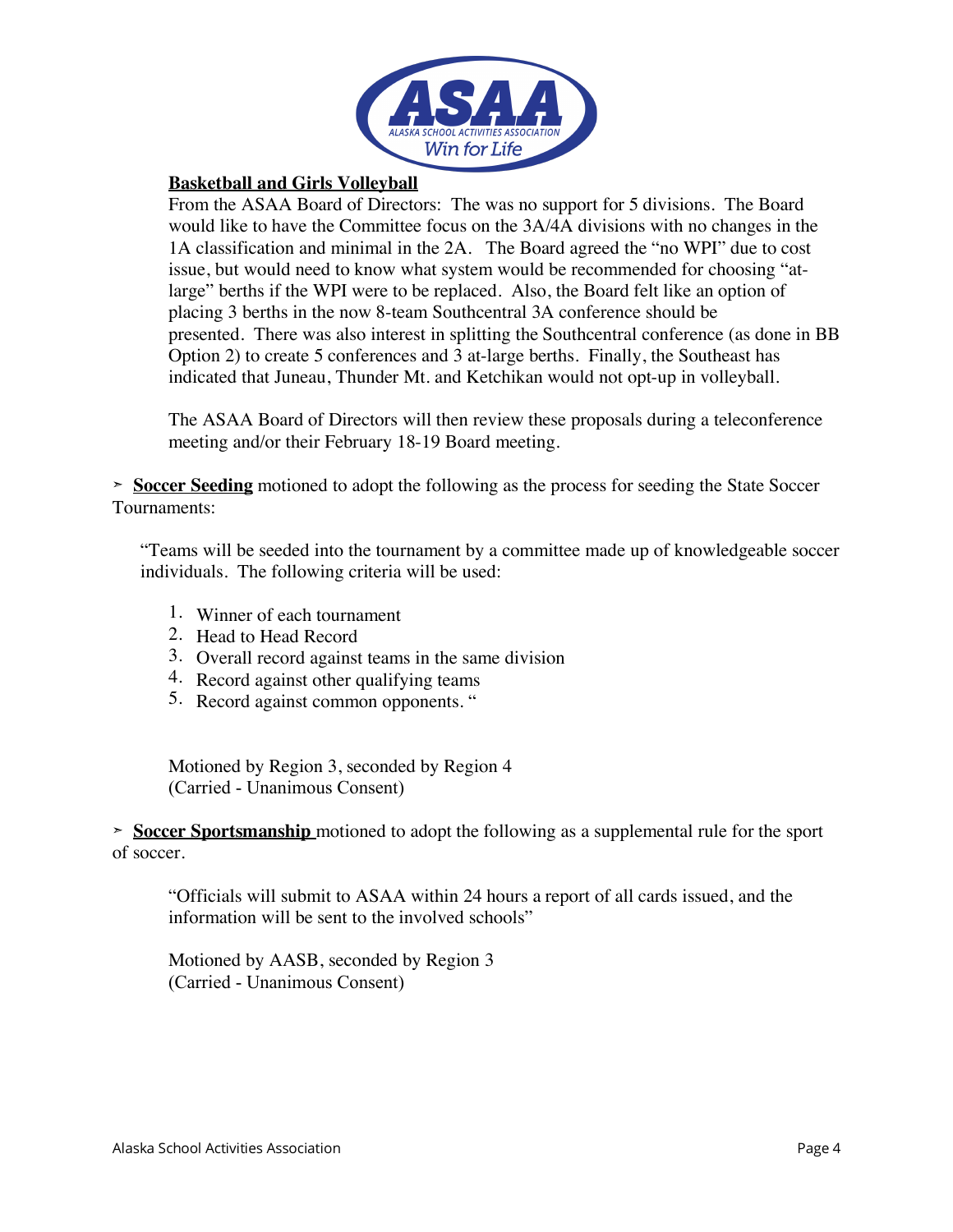**Basketball and Girls Volleyball**

From the ASAA Board of Directors: The was no support for 5 divisions. The Board would like to have the Committee focus on the 3A/4A divisions with no changes in the 1A classification and minimal in the 2A. The Board agreed the "no WPI" due to cost issue, but would need to know what system would be recommended for choosing "at-large" berths if the WPI were to be replaced. Also, the Board felt like an option of placing 3 berths in the now 8-team Southcentral 3A conference should be presented. There was also interest in splitting the Southcentral conference (as done in BB Option 2) to create 5 conferences and 3 at-large berths. Finally, the Southeast has indicated that Juneau, Thunder Mt. and Ketchikan would not opt-up in volleyball.

The ASAA Board of Directors will then review these proposals during a teleconference meeting and/or their February 18-19 Board meeting.

➢ **Soccer Seeding** motioned to adopt the following as the process for seeding the State Soccer Tournaments:

"Teams will be seeded into the tournament by a committee made up of knowledgeable soccer individuals. The following criteria will be used:

1. Winner of each tournament
2. Head to Head Record
3. Overall record against teams in the same division
4. Record against other qualifying teams
5. Record against common opponents. "

Motioned by Region 3, seconded by Region 4
(Carried - Unanimous Consent)

➢ **Soccer Sportsmanship** motioned to adopt the following as a supplemental rule for the sport of soccer.

"Officials will submit to ASAA within 24 hours a report of all cards issued, and the information will be sent to the involved schools"

Motioned by AASB, seconded by Region 3
(Carried - Unanimous Consent)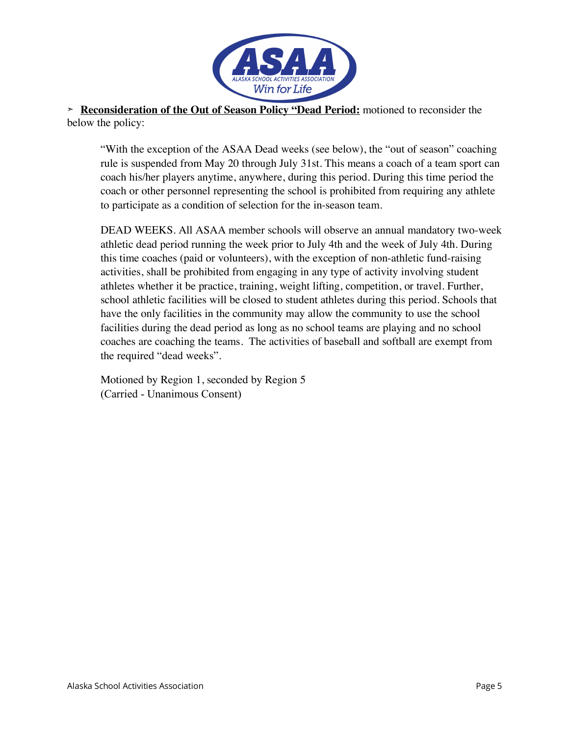- **Reconsideration of the Out of Season Policy "Dead Period:** motioned to reconsider the below the policy:

> "With the exception of the ASAA Dead weeks (see below), the "out of season" coaching rule is suspended from May 20 through July 31st. This means a coach of a team sport can coach his/her players anytime, anywhere, during this period. During this time period the coach or other personnel representing the school is prohibited from requiring any athlete to participate as a condition of selection for the in-season team.
>
> DEAD WEEKS. All ASAA member schools will observe an annual mandatory two-week athletic dead period running the week prior to July 4th and the week of July 4th. During this time coaches (paid or volunteers), with the exception of non-athletic fund-raising activities, shall be prohibited from engaging in any type of activity involving student athletes whether it be practice, training, weight lifting, competition, or travel. Further, school athletic facilities will be closed to student athletes during this period. Schools that have the only facilities in the community may allow the community to use the school facilities during the dead period as long as no school teams are playing and no school coaches are coaching the teams. The activities of baseball and softball are exempt from the required "dead weeks".
>
> Motioned by Region 1, seconded by Region 5
> (Carried - Unanimous Consent)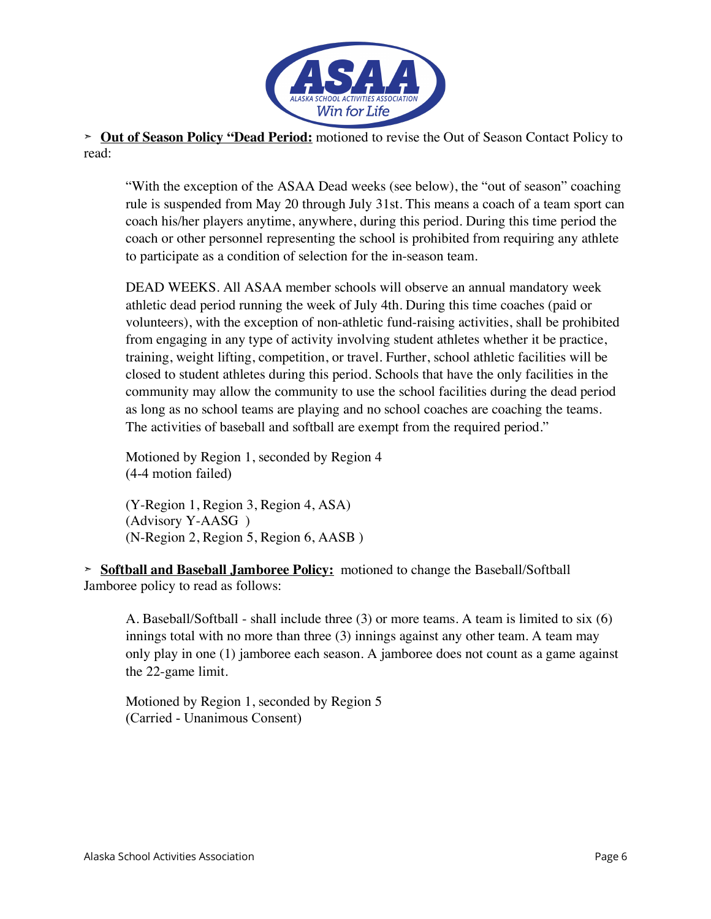➢ **Out of Season Policy "Dead Period:** motioned to revise the Out of Season Contact Policy to read:

> "With the exception of the ASAA Dead weeks (see below), the "out of season" coaching rule is suspended from May 20 through July 31st. This means a coach of a team sport can coach his/her players anytime, anywhere, during this period. During this time period the coach or other personnel representing the school is prohibited from requiring any athlete to participate as a condition of selection for the in-season team.
>
> DEAD WEEKS. All ASAA member schools will observe an annual mandatory week athletic dead period running the week of July 4th. During this time coaches (paid or volunteers), with the exception of non-athletic fund-raising activities, shall be prohibited from engaging in any type of activity involving student athletes whether it be practice, training, weight lifting, competition, or travel. Further, school athletic facilities will be closed to student athletes during this period. Schools that have the only facilities in the community may allow the community to use the school facilities during the dead period as long as no school teams are playing and no school coaches are coaching the teams. The activities of baseball and softball are exempt from the required period."
>
> Motioned by Region 1, seconded by Region 4
> (4-4 motion failed)
>
> (Y-Region 1, Region 3, Region 4, ASA)
> (Advisory Y-AASG )
> (N-Region 2, Region 5, Region 6, AASB )

➢ **Softball and Baseball Jamboree Policy:** motioned to change the Baseball/Softball Jamboree policy to read as follows:

> A. Baseball/Softball - shall include three (3) or more teams. A team is limited to six (6) innings total with no more than three (3) innings against any other team. A team may only play in one (1) jamboree each season. A jamboree does not count as a game against the 22-game limit.
>
> Motioned by Region 1, seconded by Region 5
> (Carried - Unanimous Consent)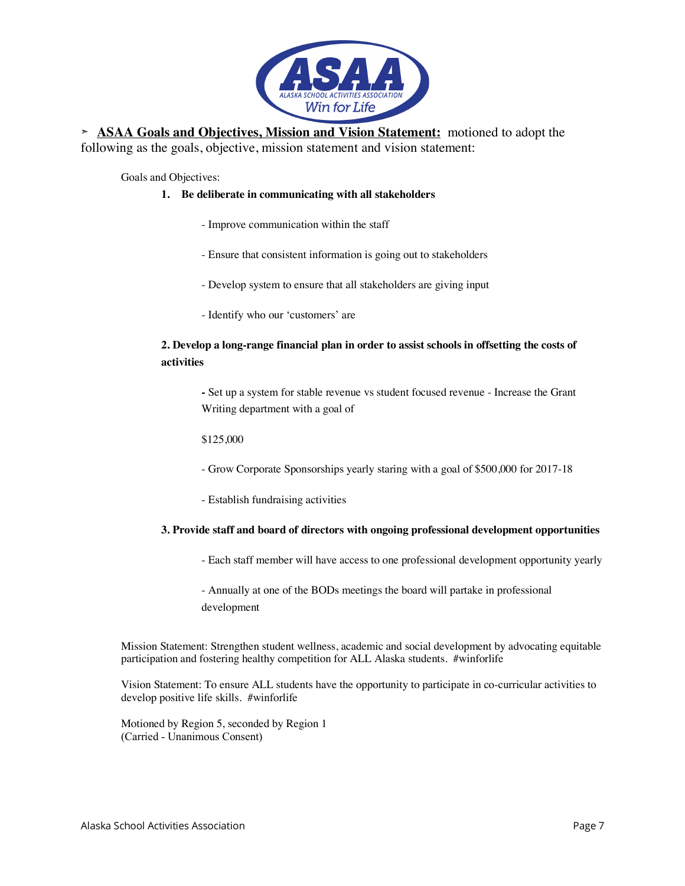➢ **ASAA Goals and Objectives, Mission and Vision Statement:** motioned to adopt the following as the goals, objective, mission statement and vision statement:

Goals and Objectives:

1. **Be deliberate in communicating with all stakeholders**

   - Improve communication within the staff

   - Ensure that consistent information is going out to stakeholders

   - Develop system to ensure that all stakeholders are giving input

   - Identify who our 'customers' are

2. **Develop a long-range financial plan in order to assist schools in offsetting the costs of activities**

   - Set up a system for stable revenue vs student focused revenue - Increase the Grant Writing department with a goal of

   $125,000

   - Grow Corporate Sponsorships yearly staring with a goal of $500,000 for 2017-18

   - Establish fundraising activities

3. **Provide staff and board of directors with ongoing professional development opportunities**

   - Each staff member will have access to one professional development opportunity yearly

   - Annually at one of the BODs meetings the board will partake in professional development

Mission Statement: Strengthen student wellness, academic and social development by advocating equitable participation and fostering healthy competition for ALL Alaska students. #winforlife

Vision Statement: To ensure ALL students have the opportunity to participate in co-curricular activities to develop positive life skills. #winforlife

Motioned by Region 5, seconded by Region 1
(Carried - Unanimous Consent)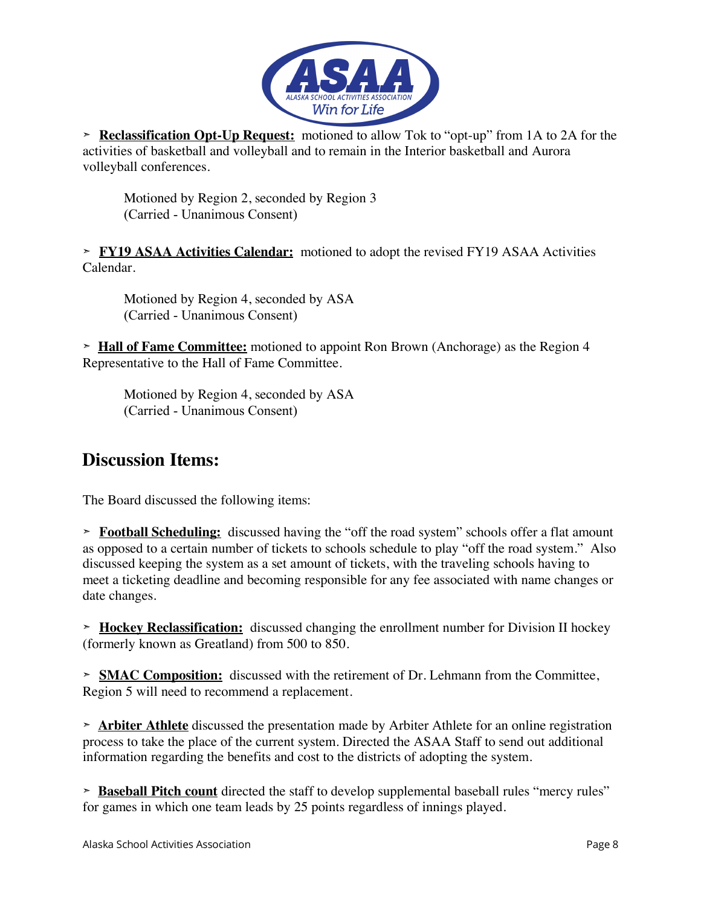➢ **Reclassification Opt-Up Request:** motioned to allow Tok to "opt-up" from 1A to 2A for the activities of basketball and volleyball and to remain in the Interior basketball and Aurora volleyball conferences.

Motioned by Region 2, seconded by Region 3
(Carried - Unanimous Consent)

➢ **FY19 ASAA Activities Calendar:** motioned to adopt the revised FY19 ASAA Activities Calendar.

Motioned by Region 4, seconded by ASA
(Carried - Unanimous Consent)

➢ **Hall of Fame Committee:** motioned to appoint Ron Brown (Anchorage) as the Region 4 Representative to the Hall of Fame Committee.

Motioned by Region 4, seconded by ASA
(Carried - Unanimous Consent)

## Discussion Items:

The Board discussed the following items:

➢ **Football Scheduling:** discussed having the "off the road system" schools offer a flat amount as opposed to a certain number of tickets to schools schedule to play "off the road system." Also discussed keeping the system as a set amount of tickets, with the traveling schools having to meet a ticketing deadline and becoming responsible for any fee associated with name changes or date changes.

➢ **Hockey Reclassification:** discussed changing the enrollment number for Division II hockey (formerly known as Greatland) from 500 to 850.

➢ **SMAC Composition:** discussed with the retirement of Dr. Lehmann from the Committee, Region 5 will need to recommend a replacement.

➢ **Arbiter Athlete** discussed the presentation made by Arbiter Athlete for an online registration process to take the place of the current system. Directed the ASAA Staff to send out additional information regarding the benefits and cost to the districts of adopting the system.

➢ **Baseball Pitch count** directed the staff to develop supplemental baseball rules "mercy rules" for games in which one team leads by 25 points regardless of innings played.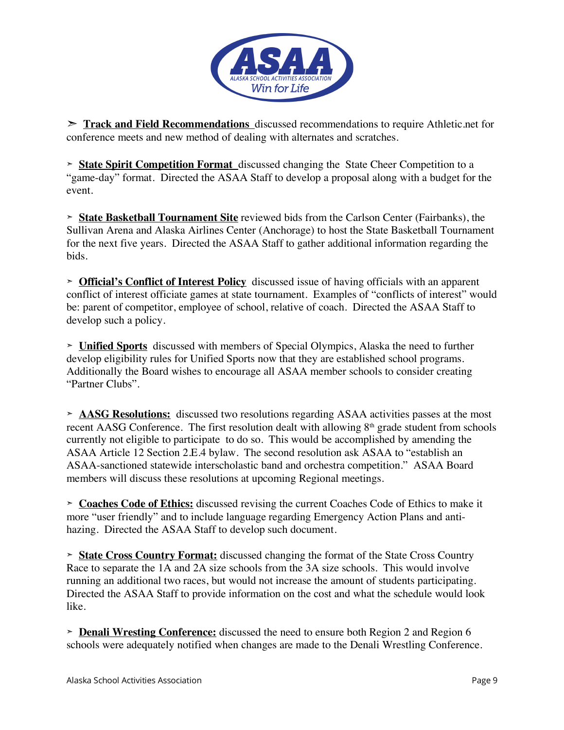- **Track and Field Recommendations** discussed recommendations to require Athletic.net for conference meets and new method of dealing with alternates and scratches.

- **State Spirit Competition Format** discussed changing the State Cheer Competition to a "game-day" format. Directed the ASAA Staff to develop a proposal along with a budget for the event.

- **State Basketball Tournament Site** reviewed bids from the Carlson Center (Fairbanks), the Sullivan Arena and Alaska Airlines Center (Anchorage) to host the State Basketball Tournament for the next five years. Directed the ASAA Staff to gather additional information regarding the bids.

- **Official's Conflict of Interest Policy** discussed issue of having officials with an apparent conflict of interest officiate games at state tournament. Examples of "conflicts of interest" would be: parent of competitor, employee of school, relative of coach. Directed the ASAA Staff to develop such a policy.

- **Unified Sports** discussed with members of Special Olympics, Alaska the need to further develop eligibility rules for Unified Sports now that they are established school programs. Additionally the Board wishes to encourage all ASAA member schools to consider creating "Partner Clubs".

- **AASG Resolutions:** discussed two resolutions regarding ASAA activities passes at the most recent AASG Conference. The first resolution dealt with allowing 8th grade student from schools currently not eligible to participate to do so. This would be accomplished by amending the ASAA Article 12 Section 2.E.4 bylaw. The second resolution ask ASAA to "establish an ASAA-sanctioned statewide interscholastic band and orchestra competition." ASAA Board members will discuss these resolutions at upcoming Regional meetings.

- **Coaches Code of Ethics:** discussed revising the current Coaches Code of Ethics to make it more "user friendly" and to include language regarding Emergency Action Plans and anti-hazing. Directed the ASAA Staff to develop such document.

- **State Cross Country Format:** discussed changing the format of the State Cross Country Race to separate the 1A and 2A size schools from the 3A size schools. This would involve running an additional two races, but would not increase the amount of students participating. Directed the ASAA Staff to provide information on the cost and what the schedule would look like.

- **Denali Wresting Conference:** discussed the need to ensure both Region 2 and Region 6 schools were adequately notified when changes are made to the Denali Wrestling Conference.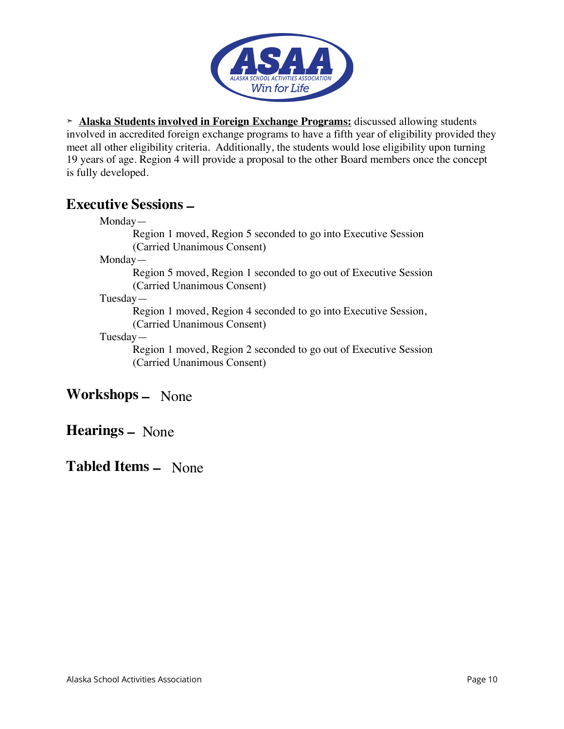- **Alaska Students involved in Foreign Exchange Programs:** discussed allowing students involved in accredited foreign exchange programs to have a fifth year of eligibility provided they meet all other eligibility criteria. Additionally, the students would lose eligibility upon turning 19 years of age. Region 4 will provide a proposal to the other Board members once the concept is fully developed.

## Executive Sessions –

Monday—

Region 1 moved, Region 5 seconded to go into Executive Session (Carried Unanimous Consent)

Monday—

Region 5 moved, Region 1 seconded to go out of Executive Session (Carried Unanimous Consent)

Tuesday—

Region 1 moved, Region 4 seconded to go into Executive Session, (Carried Unanimous Consent)

Tuesday—

Region 1 moved, Region 2 seconded to go out of Executive Session (Carried Unanimous Consent)

## Workshops – None

## Hearings – None

## Tabled Items – None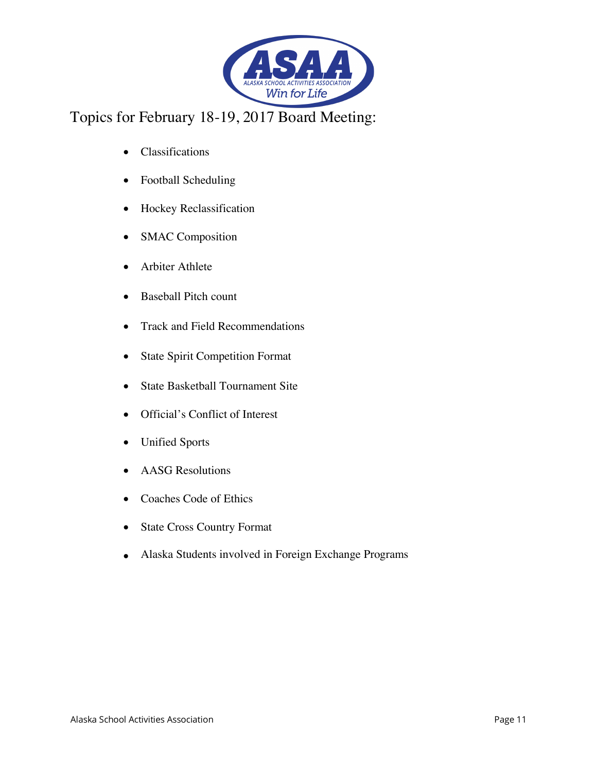# Topics for February 18-19, 2017 Board Meeting:

- Classifications
- Football Scheduling
- Hockey Reclassification
- SMAC Composition
- Arbiter Athlete
- Baseball Pitch count
- Track and Field Recommendations
- State Spirit Competition Format
- State Basketball Tournament Site
- Official's Conflict of Interest
- Unified Sports
- AASG Resolutions
- Coaches Code of Ethics
- State Cross Country Format
- Alaska Students involved in Foreign Exchange Programs